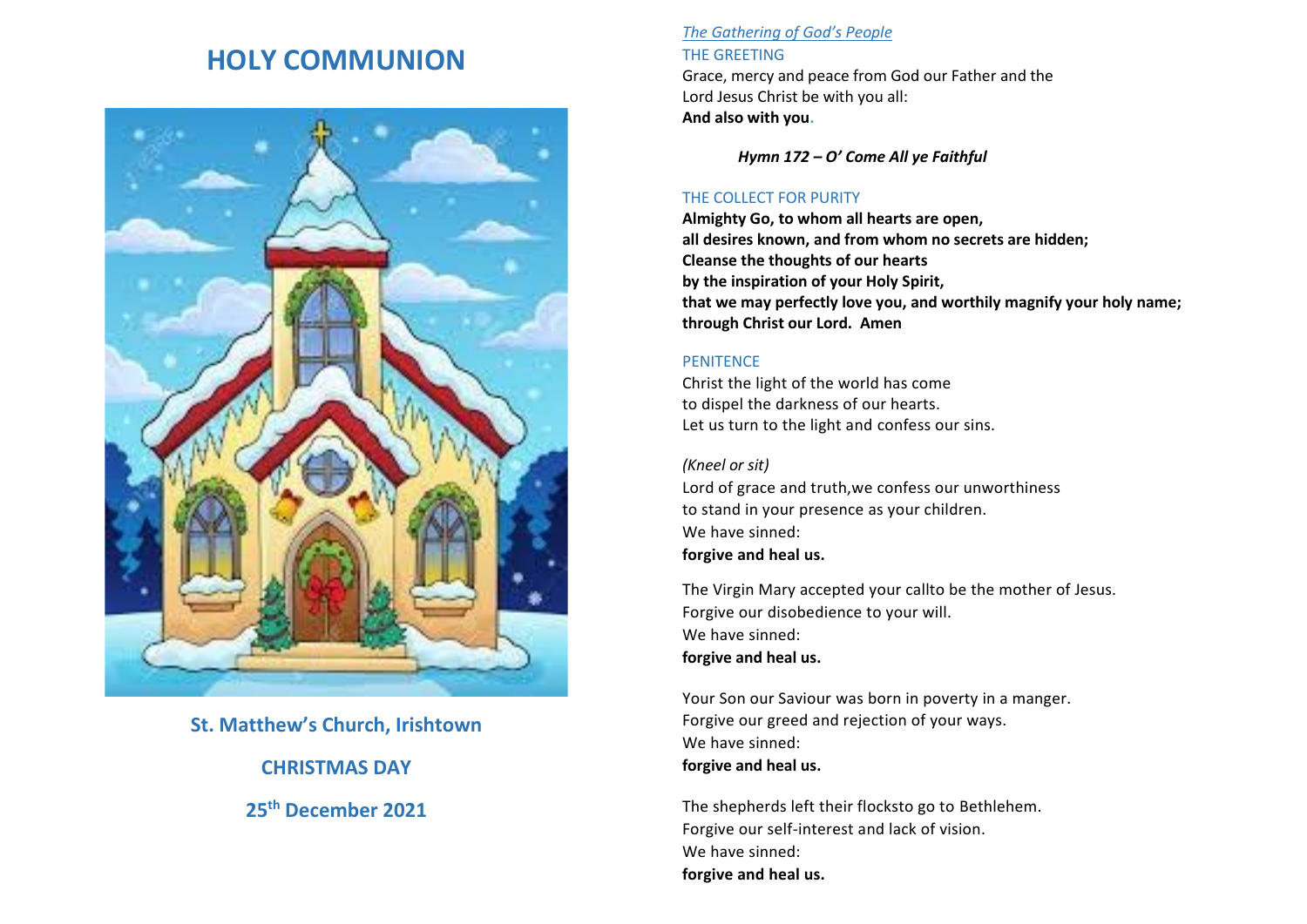# HOLY COMMUNION

**St. Matthew's Church, Irishtown**

**CHRISTMAS DAY**

**25th December 2021**

*The Gathering of God's People*

THE GREETING

Grace, mercy and peace from God our Father and the Lord Jesus Christ be with you all:
**And also with you.**

***Hymn 172 – O' Come All ye Faithful***

THE COLLECT FOR PURITY

**Almighty Go, to whom all hearts are open,**
**all desires known, and from whom no secrets are hidden;**
**Cleanse the thoughts of our hearts**
**by the inspiration of your Holy Spirit,**
**that we may perfectly love you, and worthily magnify your holy name;**
**through Christ our Lord. Amen**

PENITENCE

Christ the light of the world has come
to dispel the darkness of our hearts.
Let us turn to the light and confess our sins.

*(Kneel or sit)*

Lord of grace and truth,we confess our unworthiness
to stand in your presence as your children.
We have sinned:
**forgive and heal us.**

The Virgin Mary accepted your callto be the mother of Jesus.
Forgive our disobedience to your will.
We have sinned:
**forgive and heal us.**

Your Son our Saviour was born in poverty in a manger.
Forgive our greed and rejection of your ways.
We have sinned:
**forgive and heal us.**

The shepherds left their flocksto go to Bethlehem.
Forgive our self-interest and lack of vision.
We have sinned:
**forgive and heal us.**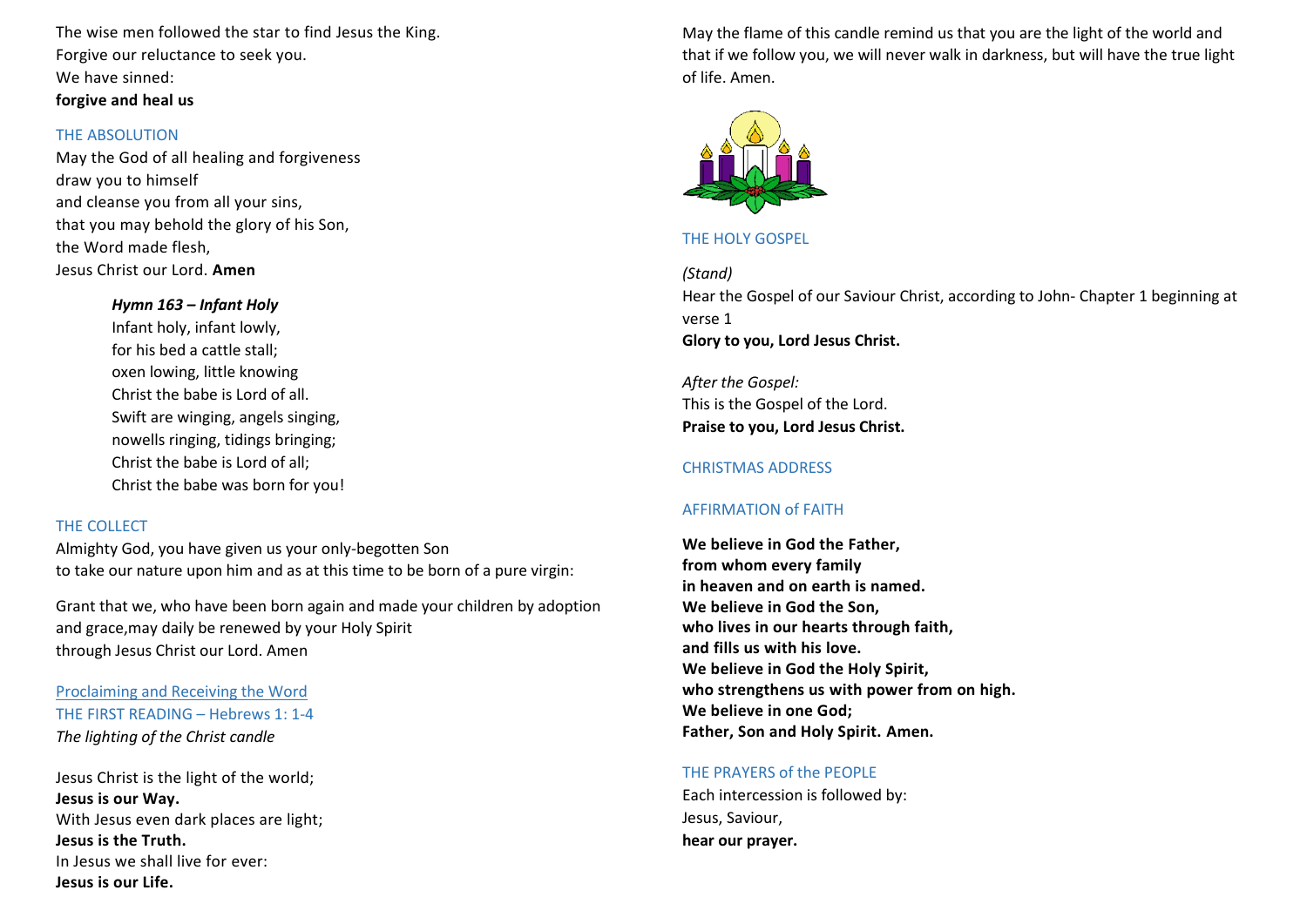The wise men followed the star to find Jesus the King.
Forgive our reluctance to seek you.
We have sinned:
**forgive and heal us**

## THE ABSOLUTION

May the God of all healing and forgiveness
draw you to himself
and cleanse you from all your sins,
that you may behold the glory of his Son,
the Word made flesh,
Jesus Christ our Lord. **Amen**

***Hymn 163 – Infant Holy***
Infant holy, infant lowly,
for his bed a cattle stall;
oxen lowing, little knowing
Christ the babe is Lord of all.
Swift are winging, angels singing,
nowells ringing, tidings bringing;
Christ the babe is Lord of all;
Christ the babe was born for you!

## THE COLLECT

Almighty God, you have given us your only-begotten Son
to take our nature upon him and as at this time to be born of a pure virgin:

Grant that we, who have been born again and made your children by adoption and grace,may daily be renewed by your Holy Spirit
through Jesus Christ our Lord. Amen

## Proclaiming and Receiving the Word

## THE FIRST READING – Hebrews 1: 1-4

*The lighting of the Christ candle*

Jesus Christ is the light of the world;
**Jesus is our Way.**
With Jesus even dark places are light;
**Jesus is the Truth.**
In Jesus we shall live for ever:
**Jesus is our Life.**

May the flame of this candle remind us that you are the light of the world and that if we follow you, we will never walk in darkness, but will have the true light of life. Amen.

## THE HOLY GOSPEL

*(Stand)*
Hear the Gospel of our Saviour Christ, according to John- Chapter 1 beginning at verse 1
**Glory to you, Lord Jesus Christ.**

*After the Gospel:*
This is the Gospel of the Lord.
**Praise to you, Lord Jesus Christ.**

## CHRISTMAS ADDRESS

## AFFIRMATION of FAITH

**We believe in God the Father,**
**from whom every family**
**in heaven and on earth is named.**
**We believe in God the Son,**
**who lives in our hearts through faith,**
**and fills us with his love.**
**We believe in God the Holy Spirit,**
**who strengthens us with power from on high.**
**We believe in one God;**
**Father, Son and Holy Spirit. Amen.**

## THE PRAYERS of the PEOPLE

Each intercession is followed by:
Jesus, Saviour,
**hear our prayer.**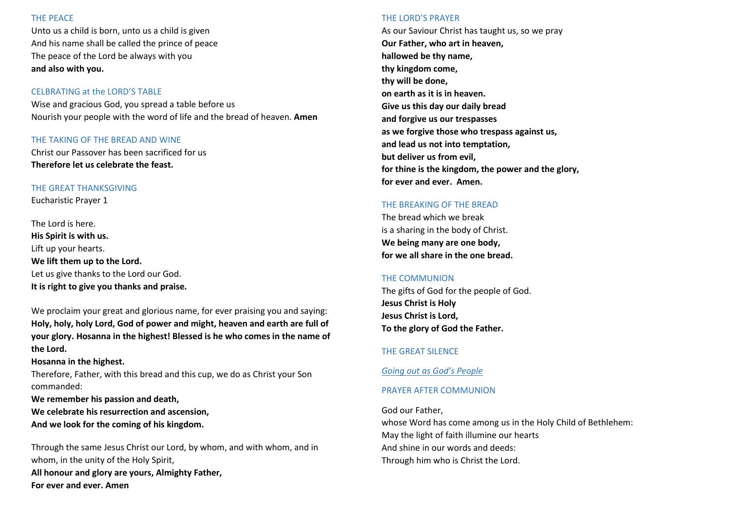## THE PEACE

Unto us a child is born, unto us a child is given
And his name shall be called the prince of peace
The peace of the Lord be always with you
**and also with you.**

## CELBRATING at the LORD'S TABLE

Wise and gracious God, you spread a table before us
Nourish your people with the word of life and the bread of heaven. **Amen**

## THE TAKING OF THE BREAD AND WINE

Christ our Passover has been sacrificed for us
**Therefore let us celebrate the feast.**

## THE GREAT THANKSGIVING

Eucharistic Prayer 1

The Lord is here.
**His Spirit is with us.**
Lift up your hearts.
**We lift them up to the Lord.**
Let us give thanks to the Lord our God.
**It is right to give you thanks and praise.**

We proclaim your great and glorious name, for ever praising you and saying:
**Holy, holy, holy Lord, God of power and might, heaven and earth are full of your glory. Hosanna in the highest! Blessed is he who comes in the name of the Lord.**
**Hosanna in the highest.**
Therefore, Father, with this bread and this cup, we do as Christ your Son commanded:
**We remember his passion and death,**
**We celebrate his resurrection and ascension,**
**And we look for the coming of his kingdom.**

Through the same Jesus Christ our Lord, by whom, and with whom, and in whom, in the unity of the Holy Spirit,
**All honour and glory are yours, Almighty Father,**
**For ever and ever. Amen**

## THE LORD'S PRAYER

As our Saviour Christ has taught us, so we pray
**Our Father, who art in heaven,**
**hallowed be thy name,**
**thy kingdom come,**
**thy will be done,**
**on earth as it is in heaven.**
**Give us this day our daily bread**
**and forgive us our trespasses**
**as we forgive those who trespass against us,**
**and lead us not into temptation,**
**but deliver us from evil,**
**for thine is the kingdom, the power and the glory,**
**for ever and ever. Amen.**

## THE BREAKING OF THE BREAD

The bread which we break
is a sharing in the body of Christ.
**We being many are one body,**
**for we all share in the one bread.**

## THE COMMUNION

The gifts of God for the people of God.
**Jesus Christ is Holy**
**Jesus Christ is Lord,**
**To the glory of God the Father.**

## THE GREAT SILENCE

*Going out as God's People*

## PRAYER AFTER COMMUNION

God our Father,
whose Word has come among us in the Holy Child of Bethlehem:
May the light of faith illumine our hearts
And shine in our words and deeds:
Through him who is Christ the Lord.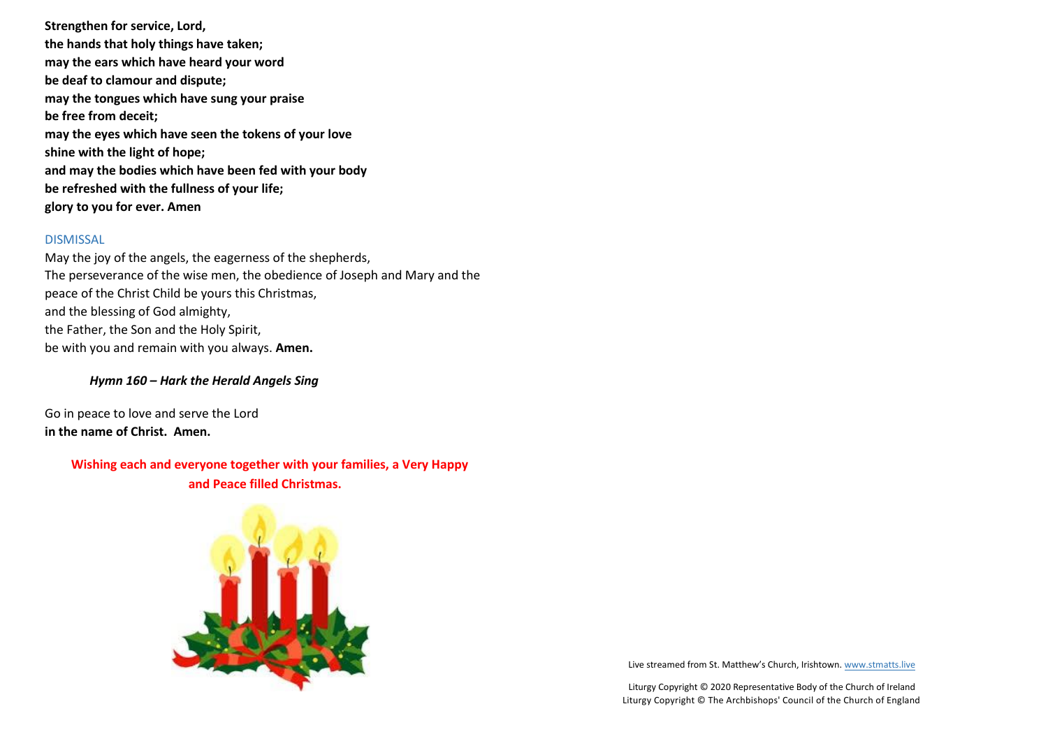**Strengthen for service, Lord,**
**the hands that holy things have taken;**
**may the ears which have heard your word**
**be deaf to clamour and dispute;**
**may the tongues which have sung your praise**
**be free from deceit;**
**may the eyes which have seen the tokens of your love**
**shine with the light of hope;**
**and may the bodies which have been fed with your body**
**be refreshed with the fullness of your life;**
**glory to you for ever. Amen**

## DISMISSAL

May the joy of the angels, the eagerness of the shepherds,
The perseverance of the wise men, the obedience of Joseph and Mary and the peace of the Christ Child be yours this Christmas,
and the blessing of God almighty,
the Father, the Son and the Holy Spirit,
be with you and remain with you always. **Amen.**

***Hymn 160 – Hark the Herald Angels Sing***

Go in peace to love and serve the Lord
**in the name of Christ. Amen.**

**Wishing each and everyone together with your families, a Very Happy and Peace filled Christmas.**

Live streamed from St. Matthew's Church, Irishtown. www.stmatts.live

Liturgy Copyright © 2020 Representative Body of the Church of Ireland
Liturgy Copyright © The Archbishops' Council of the Church of England